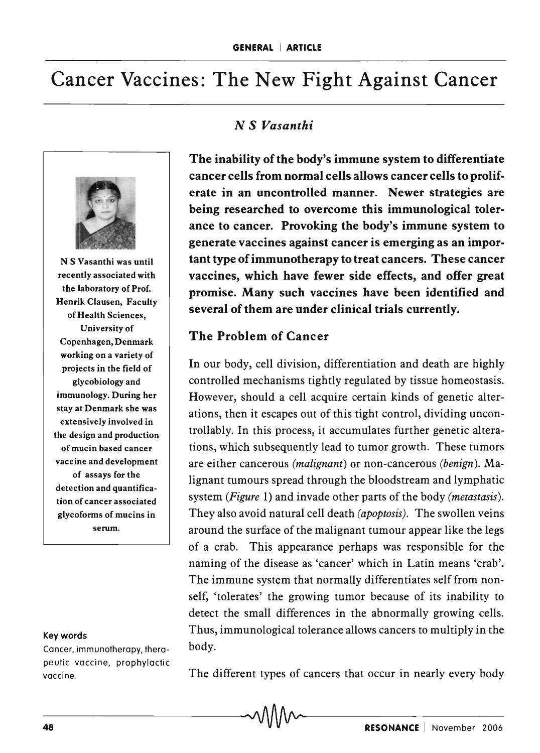# Cancer Vaccines: The New Fight Against Cancer

*N S Vasanthi*

N S Vasanthi was until recently associated with the laboratory of Prof. Henrik Clausen, Faculty of Health Sciences, University of Copenhagen, Denmark working on a variety of projects in the field of glycobiology and immunology. During her stay at Denmark she was extensively involved in the design and production of mucin based cancer vaccine and development of assays for the detection and quantification of cancer associated glycoforms of mucins in serum.

**The inability of the body's immune system to differentiate cancer cells from normal cells allows cancer cells to proliferate in an uncontrolled manner. Newer strategies are being researched to overcome this immunological tolerance to cancer. Provoking the body's immune system to generate vaccines against cancer is emerging as an important type of immunotherapy to treat cancers. These cancer vaccines, which have fewer side effects, and offer great promise. Many such vaccines have been identified and several of them are under clinical trials currently.**

## The Problem of Cancer

In our body, cell division, differentiation and death are highly controlled mechanisms tightly regulated by tissue homeostasis. However, should a cell acquire certain kinds of genetic alterations, then it escapes out of this tight control, dividing uncontrollably. In this process, it accumulates further genetic alterations, which subsequently lead to tumor growth. These tumors are either cancerous *(malignant)* or non-cancerous *(benign)*. Malignant tumours spread through the bloodstream and lymphatic system (*Figure* 1) and invade other parts of the body *(metastasis)*. They also avoid natural cell death *(apoptosis)*. The swollen veins around the surface of the malignant tumour appear like the legs of a crab. This appearance perhaps was responsible for the naming of the disease as 'cancer' which in Latin means 'crab'. The immune system that normally differentiates self from non-self, 'tolerates' the growing tumor because of its inability to detect the small differences in the abnormally growing cells. Thus, immunological tolerance allows cancers to multiply in the body.

**Key words**

Cancer, immunotherapy, therapeutic vaccine, prophylactic vaccine.

The different types of cancers that occur in nearly every body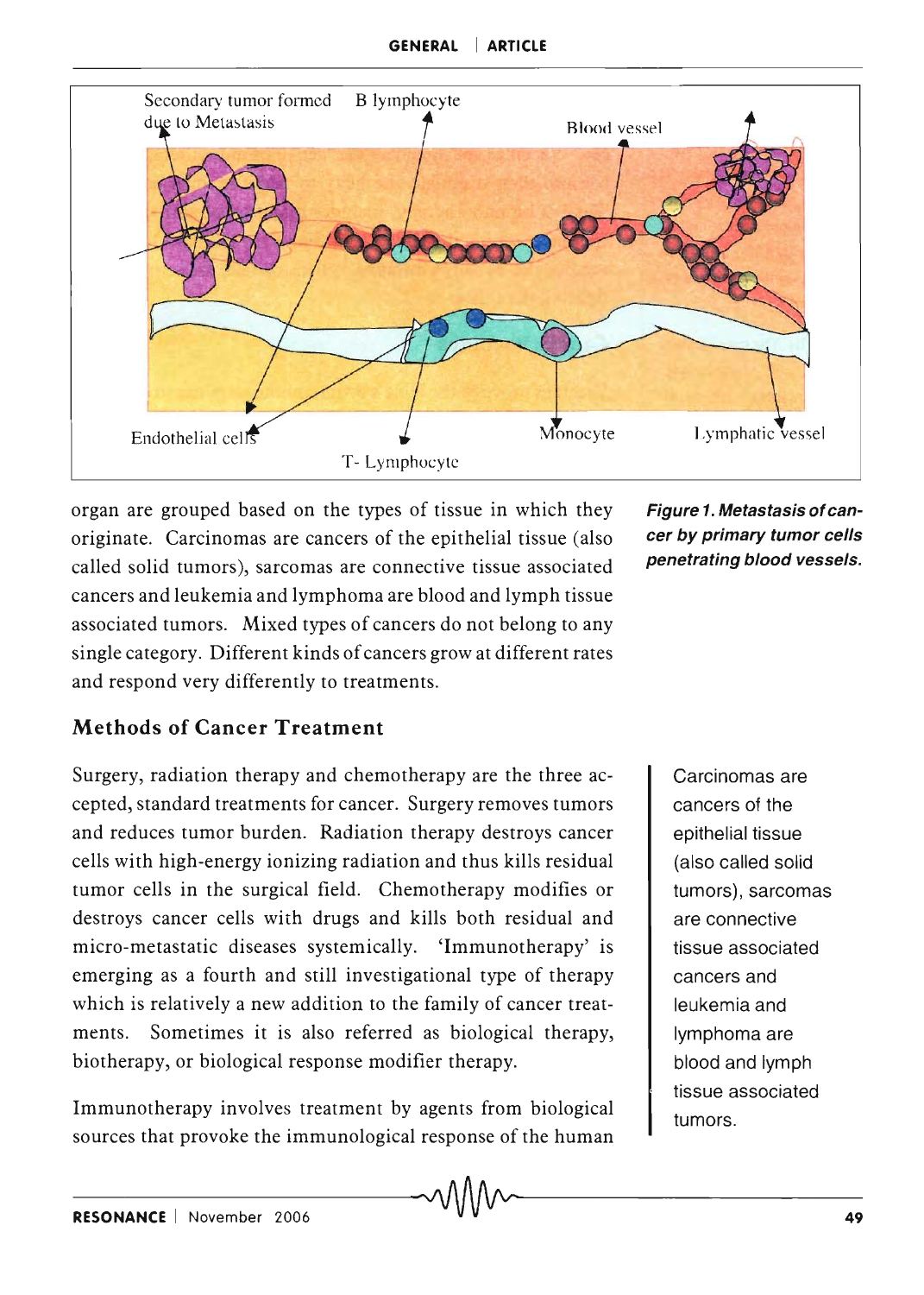Figure 1. Metastasis of cancer by primary tumor cells penetrating blood vessels.

organ are grouped based on the types of tissue in which they originate. Carcinomas are cancers of the epithelial tissue (also called solid tumors), sarcomas are connective tissue associated cancers and leukemia and lymphoma are blood and lymph tissue associated tumors. Mixed types of cancers do not belong to any single category. Different kinds of cancers grow at different rates and respond very differently to treatments.

## Methods of Cancer Treatment

Surgery, radiation therapy and chemotherapy are the three accepted, standard treatments for cancer. Surgery removes tumors and reduces tumor burden. Radiation therapy destroys cancer cells with high-energy ionizing radiation and thus kills residual tumor cells in the surgical field. Chemotherapy modifies or destroys cancer cells with drugs and kills both residual and micro-metastatic diseases systemically. 'Immunotherapy' is emerging as a fourth and still investigational type of therapy which is relatively a new addition to the family of cancer treatments. Sometimes it is also referred as biological therapy, biotherapy, or biological response modifier therapy.

> Carcinomas are cancers of the epithelial tissue (also called solid tumors), sarcomas are connective tissue associated cancers and leukemia and lymphoma are blood and lymph tissue associated tumors.

Immunotherapy involves treatment by agents from biological sources that provoke the immunological response of the human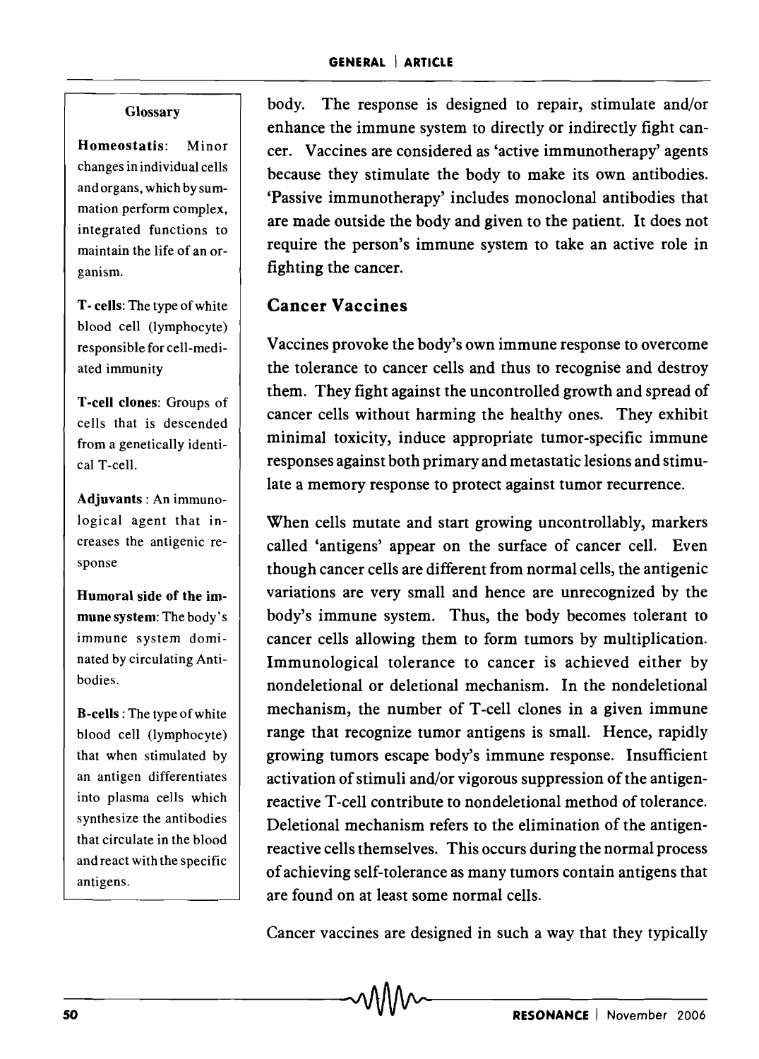body. The response is designed to repair, stimulate and/or enhance the immune system to directly or indirectly fight cancer. Vaccines are considered as 'active immunotherapy' agents because they stimulate the body to make its own antibodies. 'Passive immunotherapy' includes monoclonal antibodies that are made outside the body and given to the patient. It does not require the person's immune system to take an active role in fighting the cancer.

## Cancer Vaccines

Vaccines provoke the body's own immune response to overcome the tolerance to cancer cells and thus to recognise and destroy them. They fight against the uncontrolled growth and spread of cancer cells without harming the healthy ones. They exhibit minimal toxicity, induce appropriate tumor-specific immune responses against both primary and metastatic lesions and stimulate a memory response to protect against tumor recurrence.

When cells mutate and start growing uncontrollably, markers called 'antigens' appear on the surface of cancer cell. Even though cancer cells are different from normal cells, the antigenic variations are very small and hence are unrecognized by the body's immune system. Thus, the body becomes tolerant to cancer cells allowing them to form tumors by multiplication. Immunological tolerance to cancer is achieved either by nondeletional or deletional mechanism. In the nondeletional mechanism, the number of T-cell clones in a given immune range that recognize tumor antigens is small. Hence, rapidly growing tumors escape body's immune response. Insufficient activation of stimuli and/or vigorous suppression of the antigen-reactive T-cell contribute to nondeletional method of tolerance. Deletional mechanism refers to the elimination of the antigen-reactive cells themselves. This occurs during the normal process of achieving self-tolerance as many tumors contain antigens that are found on at least some normal cells.

Cancer vaccines are designed in such a way that they typically

**Glossary**

**Homeostatis**: Minor changes in individual cells and organs, which by summation perform complex, integrated functions to maintain the life of an organism.

**T- cells**: The type of white blood cell (lymphocyte) responsible for cell-mediated immunity

**T-cell clones**: Groups of cells that is descended from a genetically identical T-cell.

**Adjuvants** : An immunological agent that increases the antigenic response

**Humoral side of the immune system**: The body's immune system dominated by circulating Antibodies.

**B-cells** : The type of white blood cell (lymphocyte) that when stimulated by an antigen differentiates into plasma cells which synthesize the antibodies that circulate in the blood and react with the specific antigens.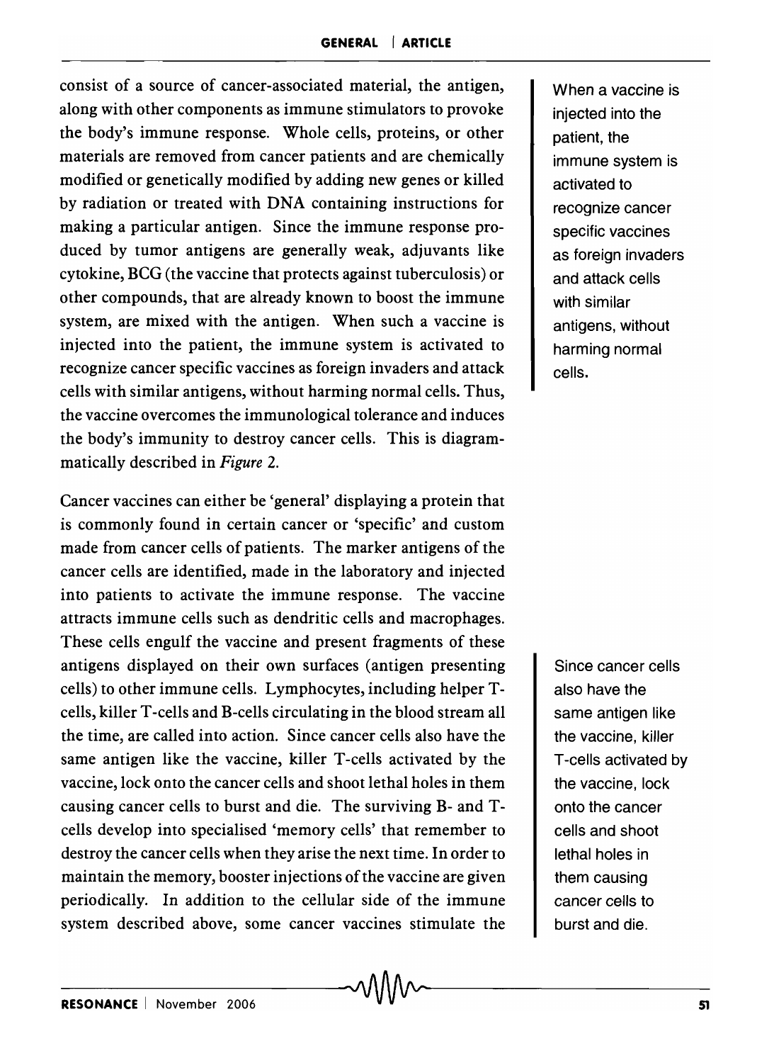consist of a source of cancer-associated material, the antigen, along with other components as immune stimulators to provoke the body's immune response. Whole cells, proteins, or other materials are removed from cancer patients and are chemically modified or genetically modified by adding new genes or killed by radiation or treated with DNA containing instructions for making a particular antigen. Since the immune response produced by tumor antigens are generally weak, adjuvants like cytokine, BCG (the vaccine that protects against tuberculosis) or other compounds, that are already known to boost the immune system, are mixed with the antigen. When such a vaccine is injected into the patient, the immune system is activated to recognize cancer specific vaccines as foreign invaders and attack cells with similar antigens, without harming normal cells. Thus, the vaccine overcomes the immunological tolerance and induces the body's immunity to destroy cancer cells. This is diagrammatically described in *Figure* 2.

> When a vaccine is injected into the patient, the immune system is activated to recognize cancer specific vaccines as foreign invaders and attack cells with similar antigens, without harming normal cells.

Cancer vaccines can either be 'general' displaying a protein that is commonly found in certain cancer or 'specific' and custom made from cancer cells of patients. The marker antigens of the cancer cells are identified, made in the laboratory and injected into patients to activate the immune response. The vaccine attracts immune cells such as dendritic cells and macrophages. These cells engulf the vaccine and present fragments of these antigens displayed on their own surfaces (antigen presenting cells) to other immune cells. Lymphocytes, including helper T-cells, killer T-cells and B-cells circulating in the blood stream all the time, are called into action. Since cancer cells also have the same antigen like the vaccine, killer T-cells activated by the vaccine, lock onto the cancer cells and shoot lethal holes in them causing cancer cells to burst and die. The surviving B- and T-cells develop into specialised 'memory cells' that remember to destroy the cancer cells when they arise the next time. In order to maintain the memory, booster injections of the vaccine are given periodically. In addition to the cellular side of the immune system described above, some cancer vaccines stimulate the

> Since cancer cells also have the same antigen like the vaccine, killer T-cells activated by the vaccine, lock onto the cancer cells and shoot lethal holes in them causing cancer cells to burst and die.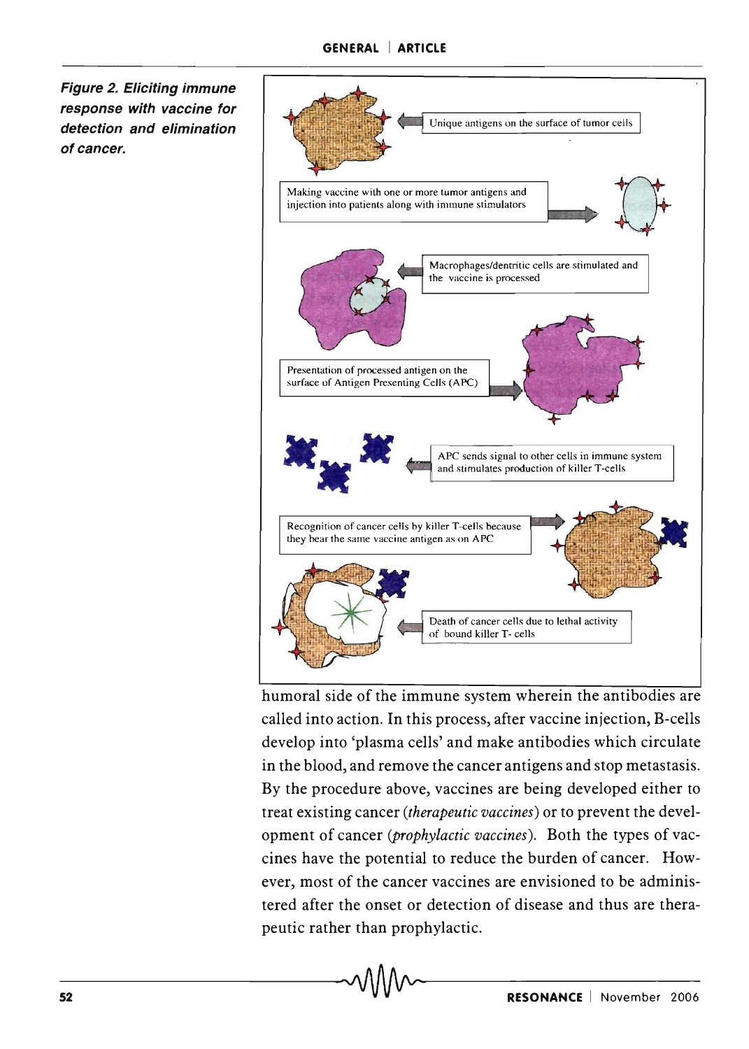*Figure 2. Eliciting immune response with vaccine for detection and elimination of cancer.*

Unique antigens on the surface of tumor cells

Making vaccine with one or more tumor antigens and injection into patients along with immune stimulators

Macrophages/dentritic cells are stimulated and the vaccine is processed

Presentation of processed antigen on the surface of Antigen Presenting Cells (APC)

APC sends signal to other cells in immune system and stimulates production of killer T-cells

Recognition of cancer cells by killer T-cells because they bear the same vaccine antigen as on APC

Death of cancer cells due to lethal activity of bound killer T- cells

humoral side of the immune system wherein the antibodies are called into action. In this process, after vaccine injection, B-cells develop into 'plasma cells' and make antibodies which circulate in the blood, and remove the cancer antigens and stop metastasis. By the procedure above, vaccines are being developed either to treat existing cancer (*therapeutic vaccines*) or to prevent the development of cancer (*prophylactic vaccines*). Both the types of vaccines have the potential to reduce the burden of cancer. However, most of the cancer vaccines are envisioned to be administered after the onset or detection of disease and thus are therapeutic rather than prophylactic.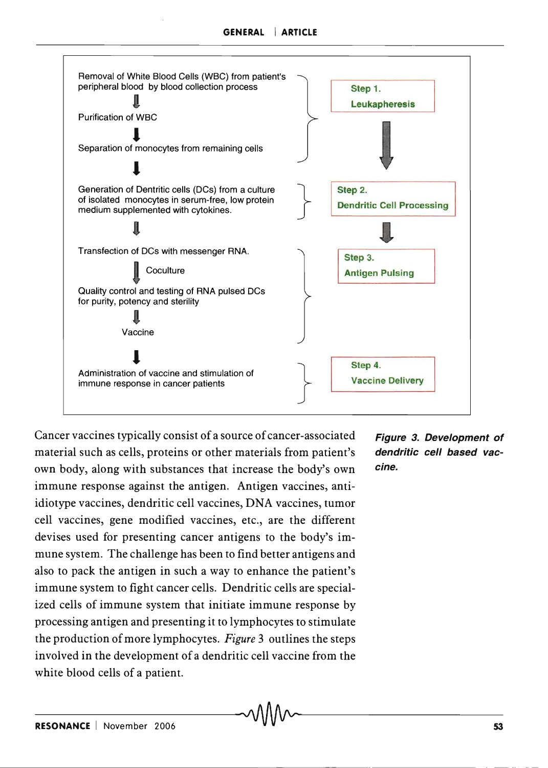Removal of White Blood Cells (WBC) from patient's peripheral blood by blood collection process

↓

Purification of WBC

↓

Separation of monocytes from remaining cells

**Step 1. Leukapheresis**

↓

Generation of Dentritic cells (DCs) from a culture of isolated monocytes in serum-free, low protein medium supplemented with cytokines.

**Step 2. Dendritic Cell Processing**

↓

Transfection of DCs with messenger RNA.

↓ Coculture

Quality control and testing of RNA pulsed DCs for purity, potency and sterility

↓

Vaccine

**Step 3. Antigen Pulsing**

↓

Administration of vaccine and stimulation of immune response in cancer patients

**Step 4. Vaccine Delivery**

***Figure 3. Development of dendritic cell based vaccine.***

Cancer vaccines typically consist of a source of cancer-associated material such as cells, proteins or other materials from patient's own body, along with substances that increase the body's own immune response against the antigen. Antigen vaccines, anti-idiotype vaccines, dendritic cell vaccines, DNA vaccines, tumor cell vaccines, gene modified vaccines, etc., are the different devises used for presenting cancer antigens to the body's immune system. The challenge has been to find better antigens and also to pack the antigen in such a way to enhance the patient's immune system to fight cancer cells. Dendritic cells are specialized cells of immune system that initiate immune response by processing antigen and presenting it to lymphocytes to stimulate the production of more lymphocytes. *Figure* 3 outlines the steps involved in the development of a dendritic cell vaccine from the white blood cells of a patient.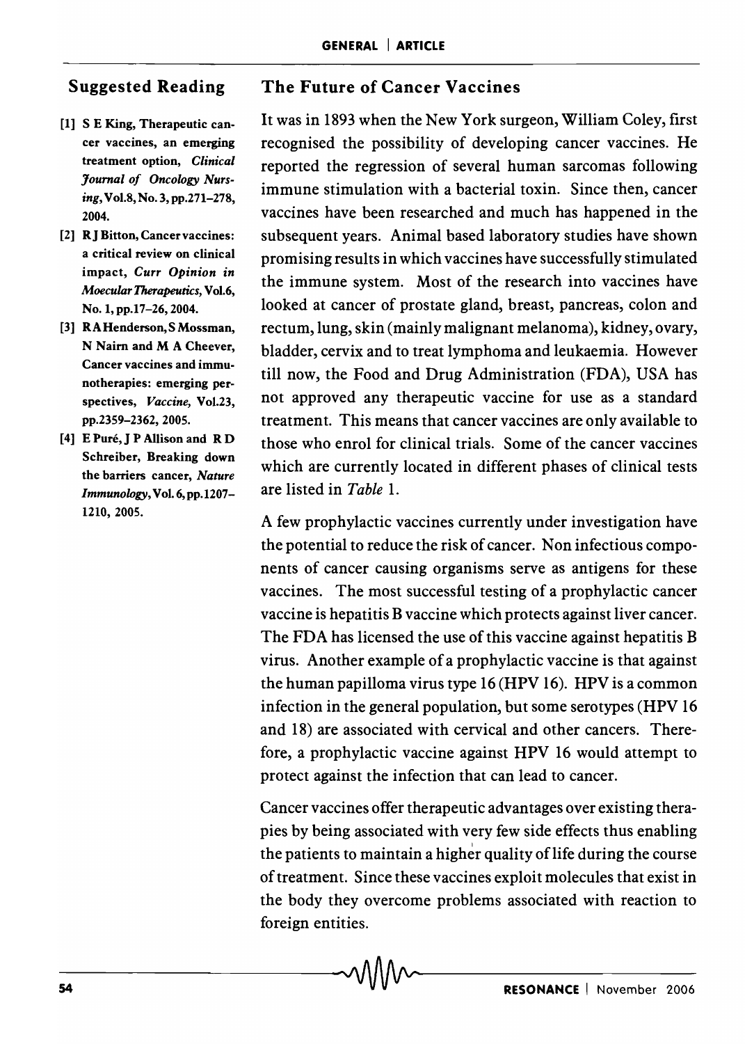## The Future of Cancer Vaccines

It was in 1893 when the New York surgeon, William Coley, first recognised the possibility of developing cancer vaccines. He reported the regression of several human sarcomas following immune stimulation with a bacterial toxin. Since then, cancer vaccines have been researched and much has happened in the subsequent years. Animal based laboratory studies have shown promising results in which vaccines have successfully stimulated the immune system. Most of the research into vaccines have looked at cancer of prostate gland, breast, pancreas, colon and rectum, lung, skin (mainly malignant melanoma), kidney, ovary, bladder, cervix and to treat lymphoma and leukaemia. However till now, the Food and Drug Administration (FDA), USA has not approved any therapeutic vaccine for use as a standard treatment. This means that cancer vaccines are only available to those who enrol for clinical trials. Some of the cancer vaccines which are currently located in different phases of clinical tests are listed in *Table* 1.

A few prophylactic vaccines currently under investigation have the potential to reduce the risk of cancer. Non infectious components of cancer causing organisms serve as antigens for these vaccines. The most successful testing of a prophylactic cancer vaccine is hepatitis B vaccine which protects against liver cancer. The FDA has licensed the use of this vaccine against hepatitis B virus. Another example of a prophylactic vaccine is that against the human papilloma virus type 16 (HPV 16). HPV is a common infection in the general population, but some serotypes (HPV 16 and 18) are associated with cervical and other cancers. Therefore, a prophylactic vaccine against HPV 16 would attempt to protect against the infection that can lead to cancer.

Cancer vaccines offer therapeutic advantages over existing therapies by being associated with very few side effects thus enabling the patients to maintain a higher quality of life during the course of treatment. Since these vaccines exploit molecules that exist in the body they overcome problems associated with reaction to foreign entities.

## Suggested Reading

[1] S E King, Therapeutic cancer vaccines, an emerging treatment option, *Clinical Journal of Oncology Nursing*, Vol.8, No. 3, pp.271–278, 2004.

[2] R J Bitton, Cancer vaccines: a critical review on clinical impact, *Curr Opinion in Moecular Therapeutics*, Vol.6, No. 1, pp.17–26, 2004.

[3] R A Henderson, S Mossman, N Nairn and M A Cheever, Cancer vaccines and immunotherapies: emerging perspectives, *Vaccine*, Vol.23, pp.2359–2362, 2005.

[4] E Puré, J P Allison and R D Schreiber, Breaking down the barriers cancer, *Nature Immunology*, Vol. 6, pp.1207–1210, 2005.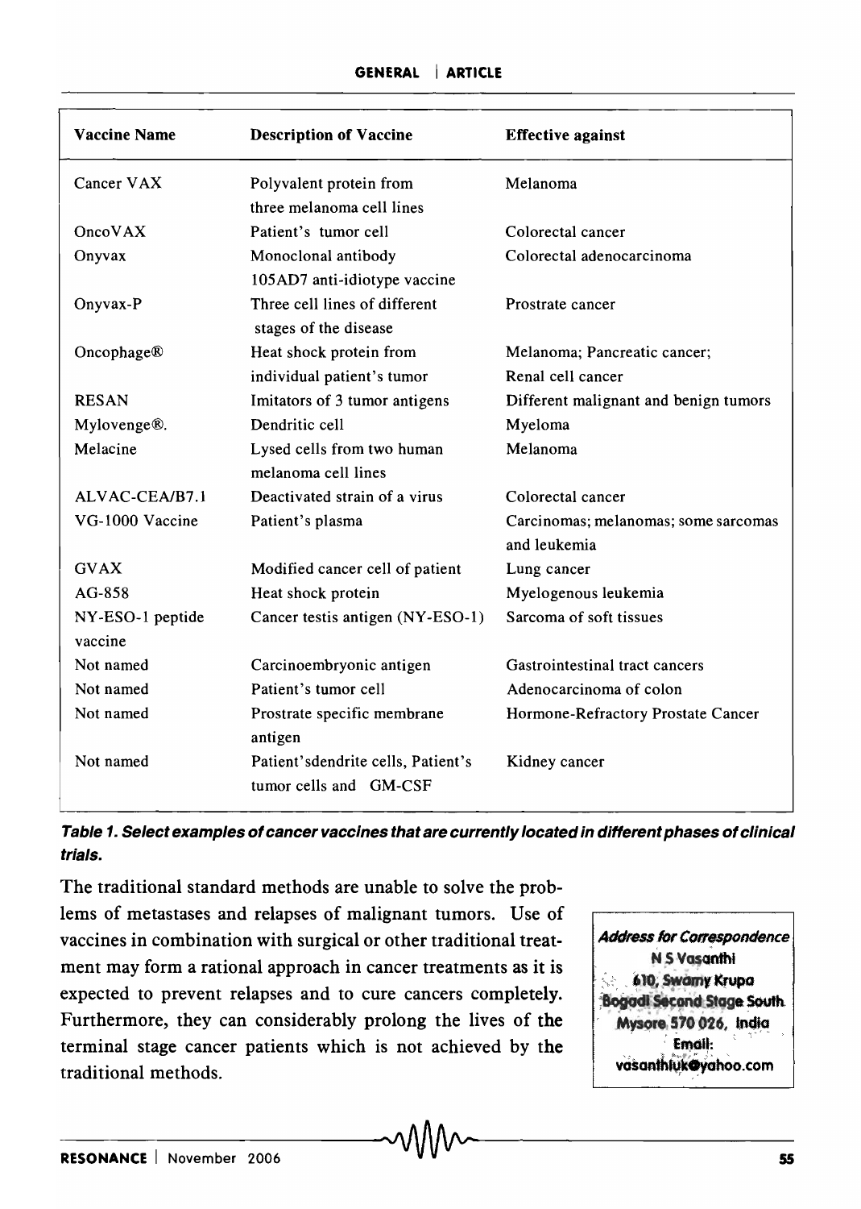| Vaccine Name | Description of Vaccine | Effective against |
|---|---|---|
| Cancer VAX | Polyvalent protein from three melanoma cell lines | Melanoma |
| OncoVAX | Patient's tumor cell | Colorectal cancer |
| Onyvax | Monoclonal antibody 105AD7 anti-idiotype vaccine | Colorectal adenocarcinoma |
| Onyvax-P | Three cell lines of different stages of the disease | Prostrate cancer |
| Oncophage® | Heat shock protein from individual patient's tumor | Melanoma; Pancreatic cancer; Renal cell cancer |
| RESAN | Imitators of 3 tumor antigens | Different malignant and benign tumors |
| Mylovenge®. | Dendritic cell | Myeloma |
| Melacine | Lysed cells from two human melanoma cell lines | Melanoma |
| ALVAC-CEA/B7.1 | Deactivated strain of a virus | Colorectal cancer |
| VG-1000 Vaccine | Patient's plasma | Carcinomas; melanomas; some sarcomas and leukemia |
| GVAX | Modified cancer cell of patient | Lung cancer |
| AG-858 | Heat shock protein | Myelogenous leukemia |
| NY-ESO-1 peptide vaccine | Cancer testis antigen (NY-ESO-1) | Sarcoma of soft tissues |
| Not named | Carcinoembryonic antigen | Gastrointestinal tract cancers |
| Not named | Patient's tumor cell | Adenocarcinoma of colon |
| Not named | Prostrate specific membrane antigen | Hormone-Refractory Prostate Cancer |
| Not named | Patient'sdendrite cells, Patient's tumor cells and GM-CSF | Kidney cancer |

***Table 1. Select examples of cancer vaccines that are currently located in different phases of clinical trials.***

The traditional standard methods are unable to solve the problems of metastases and relapses of malignant tumors. Use of vaccines in combination with surgical or other traditional treatment may form a rational approach in cancer treatments as it is expected to prevent relapses and to cure cancers completely. Furthermore, they can considerably prolong the lives of the terminal stage cancer patients which is not achieved by the traditional methods.

***Address for Correspondence***
**N S Vasanthi**
**610, Swamy Krupa**
**Bogadi Second Stage South**
**Mysore 570 026, India**
**Email:**
**vasanthiuk@yahoo.com**